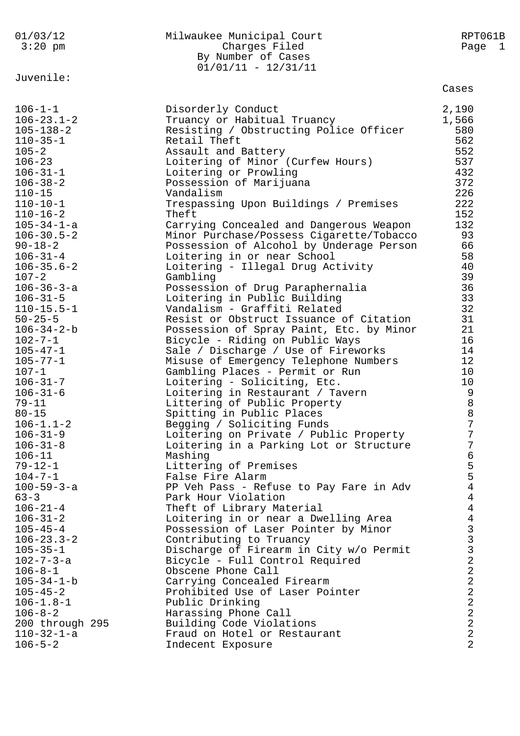Milwaukee Municipal Court
Charges Filed
By Number of Cases
01/01/11 - 12/31/11

01/03/12
3:20 pm

RPT061B

Juvenile:

| | | Cases |
|---|---|---|
| 106-1-1 | Disorderly Conduct | 2,190 |
| 106-23.1-2 | Truancy or Habitual Truancy | 1,566 |
| 105-138-2 | Resisting / Obstructing Police Officer | 580 |
| 110-35-1 | Retail Theft | 562 |
| 105-2 | Assault and Battery | 552 |
| 106-23 | Loitering of Minor (Curfew Hours) | 537 |
| 106-31-1 | Loitering or Prowling | 432 |
| 106-38-2 | Possession of Marijuana | 372 |
| 110-15 | Vandalism | 226 |
| 110-10-1 | Trespassing Upon Buildings / Premises | 222 |
| 110-16-2 | Theft | 152 |
| 105-34-1-a | Carrying Concealed and Dangerous Weapon | 132 |
| 106-30.5-2 | Minor Purchase/Possess Cigarette/Tobacco | 93 |
| 90-18-2 | Possession of Alcohol by Underage Person | 66 |
| 106-31-4 | Loitering in or near School | 58 |
| 106-35.6-2 | Loitering - Illegal Drug Activity | 40 |
| 107-2 | Gambling | 39 |
| 106-36-3-a | Possession of Drug Paraphernalia | 36 |
| 106-31-5 | Loitering in Public Building | 33 |
| 110-15.5-1 | Vandalism - Graffiti Related | 32 |
| 50-25-5 | Resist or Obstruct Issuance of Citation | 31 |
| 106-34-2-b | Possession of Spray Paint, Etc. by Minor | 21 |
| 102-7-1 | Bicycle - Riding on Public Ways | 16 |
| 105-47-1 | Sale / Discharge / Use of Fireworks | 14 |
| 105-77-1 | Misuse of Emergency Telephone Numbers | 12 |
| 107-1 | Gambling Places - Permit or Run | 10 |
| 106-31-7 | Loitering - Soliciting, Etc. | 10 |
| 106-31-6 | Loitering in Restaurant / Tavern | 9 |
| 79-11 | Littering of Public Property | 8 |
| 80-15 | Spitting in Public Places | 8 |
| 106-1.1-2 | Begging / Soliciting Funds | 7 |
| 106-31-9 | Loitering on Private / Public Property | 7 |
| 106-31-8 | Loitering in a Parking Lot or Structure | 7 |
| 106-11 | Mashing | 6 |
| 79-12-1 | Littering of Premises | 5 |
| 104-7-1 | False Fire Alarm | 5 |
| 100-59-3-a | PP Veh Pass - Refuse to Pay Fare in Adv | 4 |
| 63-3 | Park Hour Violation | 4 |
| 106-21-4 | Theft of Library Material | 4 |
| 106-31-2 | Loitering in or near a Dwelling Area | 4 |
| 105-45-4 | Possession of Laser Pointer by Minor | 3 |
| 106-23.3-2 | Contributing to Truancy | 3 |
| 105-35-1 | Discharge of Firearm in City w/o Permit | 3 |
| 102-7-3-a | Bicycle - Full Control Required | 2 |
| 106-8-1 | Obscene Phone Call | 2 |
| 105-34-1-b | Carrying Concealed Firearm | 2 |
| 105-45-2 | Prohibited Use of Laser Pointer | 2 |
| 106-1.8-1 | Public Drinking | 2 |
| 106-8-2 | Harassing Phone Call | 2 |
| 200 through 295 | Building Code Violations | 2 |
| 110-32-1-a | Fraud on Hotel or Restaurant | 2 |
| 106-5-2 | Indecent Exposure | 2 |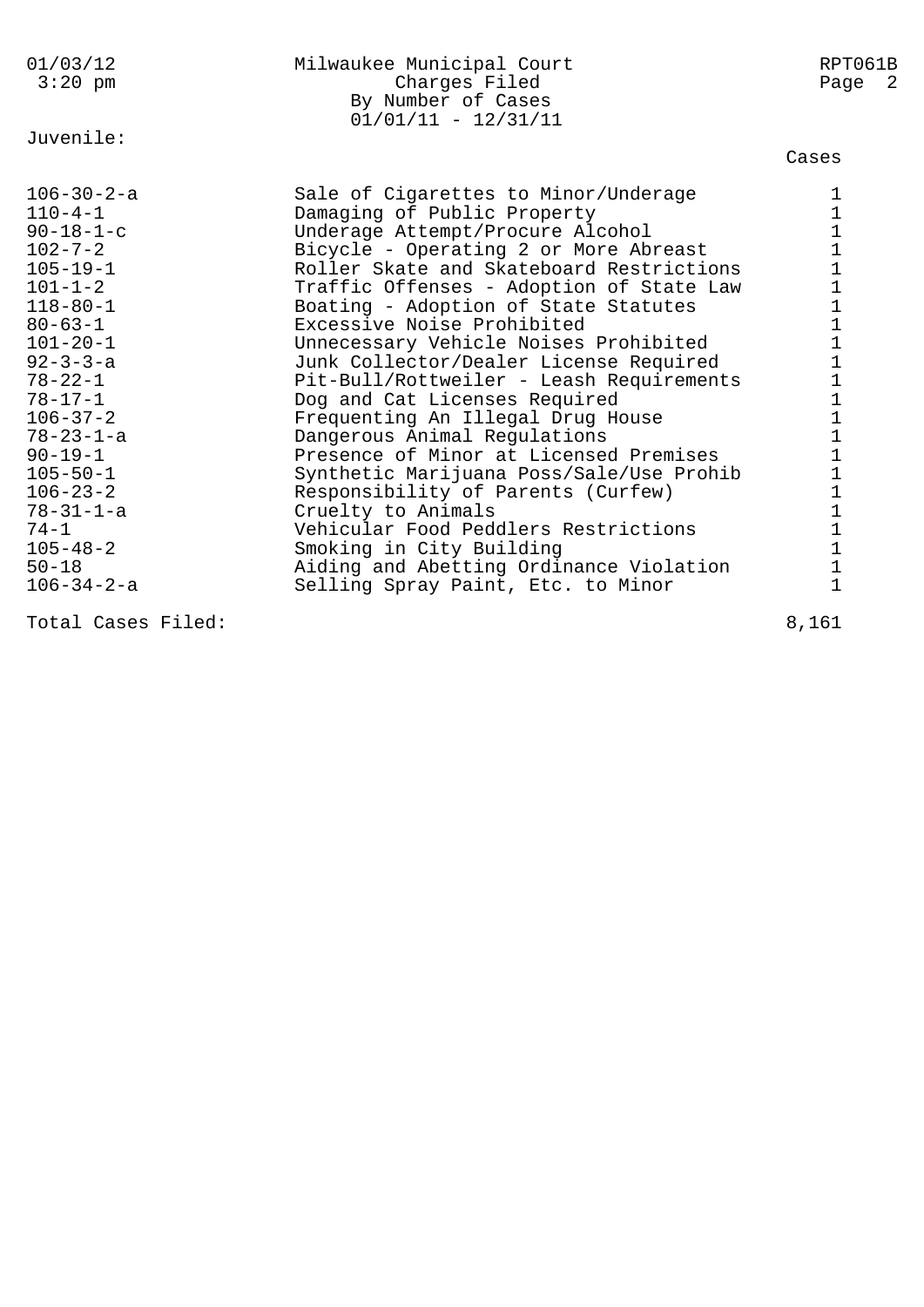Milwaukee Municipal Court
Charges Filed
By Number of Cases
01/01/11 - 12/31/11

Juvenile:

| | | Cases |
|---|---|---|
| 106-30-2-a | Sale of Cigarettes to Minor/Underage | 1 |
| 110-4-1 | Damaging of Public Property | 1 |
| 90-18-1-c | Underage Attempt/Procure Alcohol | 1 |
| 102-7-2 | Bicycle - Operating 2 or More Abreast | 1 |
| 105-19-1 | Roller Skate and Skateboard Restrictions | 1 |
| 101-1-2 | Traffic Offenses - Adoption of State Law | 1 |
| 118-80-1 | Boating - Adoption of State Statutes | 1 |
| 80-63-1 | Excessive Noise Prohibited | 1 |
| 101-20-1 | Unnecessary Vehicle Noises Prohibited | 1 |
| 92-3-3-a | Junk Collector/Dealer License Required | 1 |
| 78-22-1 | Pit-Bull/Rottweiler - Leash Requirements | 1 |
| 78-17-1 | Dog and Cat Licenses Required | 1 |
| 106-37-2 | Frequenting An Illegal Drug House | 1 |
| 78-23-1-a | Dangerous Animal Regulations | 1 |
| 90-19-1 | Presence of Minor at Licensed Premises | 1 |
| 105-50-1 | Synthetic Marijuana Poss/Sale/Use Prohib | 1 |
| 106-23-2 | Responsibility of Parents (Curfew) | 1 |
| 78-31-1-a | Cruelty to Animals | 1 |
| 74-1 | Vehicular Food Peddlers Restrictions | 1 |
| 105-48-2 | Smoking in City Building | 1 |
| 50-18 | Aiding and Abetting Ordinance Violation | 1 |
| 106-34-2-a | Selling Spray Paint, Etc. to Minor | 1 |

Total Cases Filed: 8,161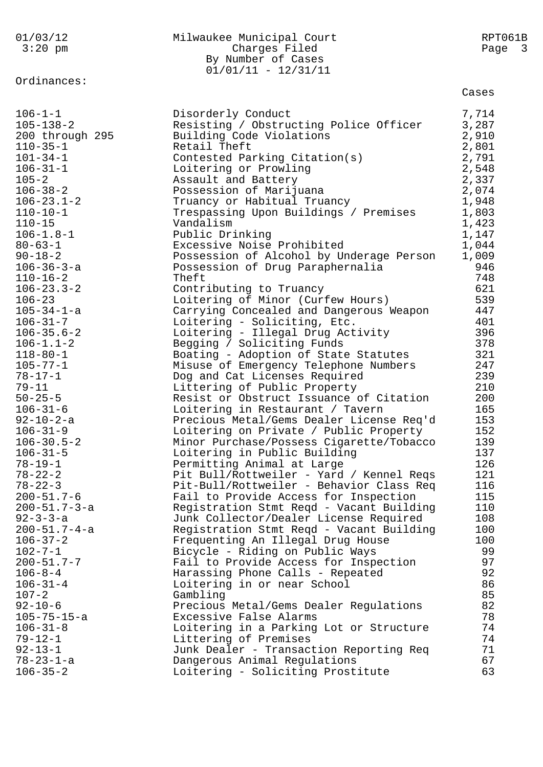Milwaukee Municipal Court
Charges Filed
By Number of Cases
01/01/11 - 12/31/11

Ordinances:

| | | Cases |
|---|---|---|
| 106-1-1 | Disorderly Conduct | 7,714 |
| 105-138-2 | Resisting / Obstructing Police Officer | 3,287 |
| 200 through 295 | Building Code Violations | 2,910 |
| 110-35-1 | Retail Theft | 2,801 |
| 101-34-1 | Contested Parking Citation(s) | 2,791 |
| 106-31-1 | Loitering or Prowling | 2,548 |
| 105-2 | Assault and Battery | 2,337 |
| 106-38-2 | Possession of Marijuana | 2,074 |
| 106-23.1-2 | Truancy or Habitual Truancy | 1,948 |
| 110-10-1 | Trespassing Upon Buildings / Premises | 1,803 |
| 110-15 | Vandalism | 1,423 |
| 106-1.8-1 | Public Drinking | 1,147 |
| 80-63-1 | Excessive Noise Prohibited | 1,044 |
| 90-18-2 | Possession of Alcohol by Underage Person | 1,009 |
| 106-36-3-a | Possession of Drug Paraphernalia | 946 |
| 110-16-2 | Theft | 748 |
| 106-23.3-2 | Contributing to Truancy | 621 |
| 106-23 | Loitering of Minor (Curfew Hours) | 539 |
| 105-34-1-a | Carrying Concealed and Dangerous Weapon | 447 |
| 106-31-7 | Loitering - Soliciting, Etc. | 401 |
| 106-35.6-2 | Loitering - Illegal Drug Activity | 396 |
| 106-1.1-2 | Begging / Soliciting Funds | 378 |
| 118-80-1 | Boating - Adoption of State Statutes | 321 |
| 105-77-1 | Misuse of Emergency Telephone Numbers | 247 |
| 78-17-1 | Dog and Cat Licenses Required | 239 |
| 79-11 | Littering of Public Property | 210 |
| 50-25-5 | Resist or Obstruct Issuance of Citation | 200 |
| 106-31-6 | Loitering in Restaurant / Tavern | 165 |
| 92-10-2-a | Precious Metal/Gems Dealer License Req'd | 153 |
| 106-31-9 | Loitering on Private / Public Property | 152 |
| 106-30.5-2 | Minor Purchase/Possess Cigarette/Tobacco | 139 |
| 106-31-5 | Loitering in Public Building | 137 |
| 78-19-1 | Permitting Animal at Large | 126 |
| 78-22-2 | Pit Bull/Rottweiler - Yard / Kennel Reqs | 121 |
| 78-22-3 | Pit-Bull/Rottweiler - Behavior Class Req | 116 |
| 200-51.7-6 | Fail to Provide Access for Inspection | 115 |
| 200-51.7-3-a | Registration Stmt Reqd - Vacant Building | 110 |
| 92-3-3-a | Junk Collector/Dealer License Required | 108 |
| 200-51.7-4-a | Registration Stmt Reqd - Vacant Building | 100 |
| 106-37-2 | Frequenting An Illegal Drug House | 100 |
| 102-7-1 | Bicycle - Riding on Public Ways | 99 |
| 200-51.7-7 | Fail to Provide Access for Inspection | 97 |
| 106-8-4 | Harassing Phone Calls - Repeated | 92 |
| 106-31-4 | Loitering in or near School | 86 |
| 107-2 | Gambling | 85 |
| 92-10-6 | Precious Metal/Gems Dealer Regulations | 82 |
| 105-75-15-a | Excessive False Alarms | 78 |
| 106-31-8 | Loitering in a Parking Lot or Structure | 74 |
| 79-12-1 | Littering of Premises | 74 |
| 92-13-1 | Junk Dealer - Transaction Reporting Req | 71 |
| 78-23-1-a | Dangerous Animal Regulations | 67 |
| 106-35-2 | Loitering - Soliciting Prostitute | 63 |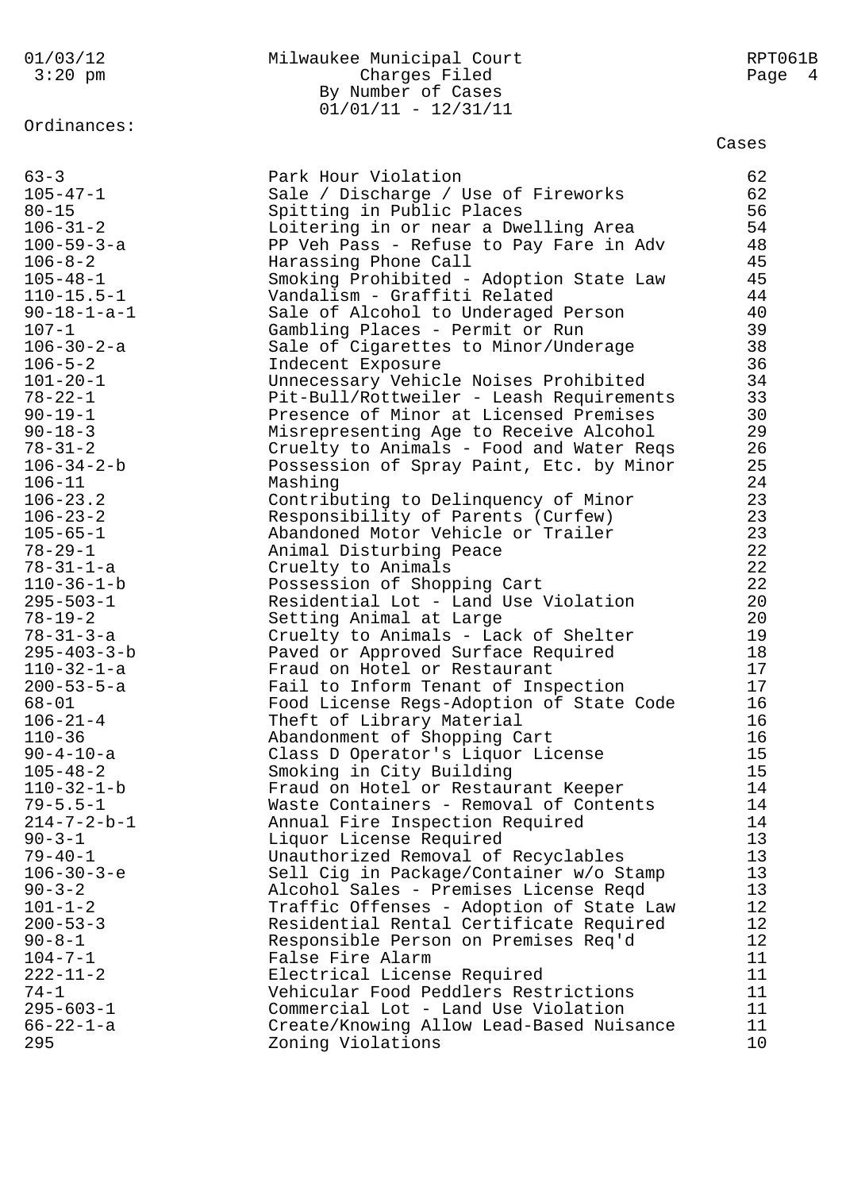Milwaukee Municipal Court
Charges Filed
By Number of Cases
01/01/11 - 12/31/11

Ordinances:

| | | Cases |
|---|---|---|
| 63-3 | Park Hour Violation | 62 |
| 105-47-1 | Sale / Discharge / Use of Fireworks | 62 |
| 80-15 | Spitting in Public Places | 56 |
| 106-31-2 | Loitering in or near a Dwelling Area | 54 |
| 100-59-3-a | PP Veh Pass - Refuse to Pay Fare in Adv | 48 |
| 106-8-2 | Harassing Phone Call | 45 |
| 105-48-1 | Smoking Prohibited - Adoption State Law | 45 |
| 110-15.5-1 | Vandalism - Graffiti Related | 44 |
| 90-18-1-a-1 | Sale of Alcohol to Underaged Person | 40 |
| 107-1 | Gambling Places - Permit or Run | 39 |
| 106-30-2-a | Sale of Cigarettes to Minor/Underage | 38 |
| 106-5-2 | Indecent Exposure | 36 |
| 101-20-1 | Unnecessary Vehicle Noises Prohibited | 34 |
| 78-22-1 | Pit-Bull/Rottweiler - Leash Requirements | 33 |
| 90-19-1 | Presence of Minor at Licensed Premises | 30 |
| 90-18-3 | Misrepresenting Age to Receive Alcohol | 29 |
| 78-31-2 | Cruelty to Animals - Food and Water Reqs | 26 |
| 106-34-2-b | Possession of Spray Paint, Etc. by Minor | 25 |
| 106-11 | Mashing | 24 |
| 106-23.2 | Contributing to Delinquency of Minor | 23 |
| 106-23-2 | Responsibility of Parents (Curfew) | 23 |
| 105-65-1 | Abandoned Motor Vehicle or Trailer | 23 |
| 78-29-1 | Animal Disturbing Peace | 22 |
| 78-31-1-a | Cruelty to Animals | 22 |
| 110-36-1-b | Possession of Shopping Cart | 22 |
| 295-503-1 | Residential Lot - Land Use Violation | 20 |
| 78-19-2 | Setting Animal at Large | 20 |
| 78-31-3-a | Cruelty to Animals - Lack of Shelter | 19 |
| 295-403-3-b | Paved or Approved Surface Required | 18 |
| 110-32-1-a | Fraud on Hotel or Restaurant | 17 |
| 200-53-5-a | Fail to Inform Tenant of Inspection | 17 |
| 68-01 | Food License Regs-Adoption of State Code | 16 |
| 106-21-4 | Theft of Library Material | 16 |
| 110-36 | Abandonment of Shopping Cart | 16 |
| 90-4-10-a | Class D Operator's Liquor License | 15 |
| 105-48-2 | Smoking in City Building | 15 |
| 110-32-1-b | Fraud on Hotel or Restaurant Keeper | 14 |
| 79-5.5-1 | Waste Containers - Removal of Contents | 14 |
| 214-7-2-b-1 | Annual Fire Inspection Required | 14 |
| 90-3-1 | Liquor License Required | 13 |
| 79-40-1 | Unauthorized Removal of Recyclables | 13 |
| 106-30-3-e | Sell Cig in Package/Container w/o Stamp | 13 |
| 90-3-2 | Alcohol Sales - Premises License Reqd | 13 |
| 101-1-2 | Traffic Offenses - Adoption of State Law | 12 |
| 200-53-3 | Residential Rental Certificate Required | 12 |
| 90-8-1 | Responsible Person on Premises Req'd | 12 |
| 104-7-1 | False Fire Alarm | 11 |
| 222-11-2 | Electrical License Required | 11 |
| 74-1 | Vehicular Food Peddlers Restrictions | 11 |
| 295-603-1 | Commercial Lot - Land Use Violation | 11 |
| 66-22-1-a | Create/Knowing Allow Lead-Based Nuisance | 11 |
| 295 | Zoning Violations | 10 |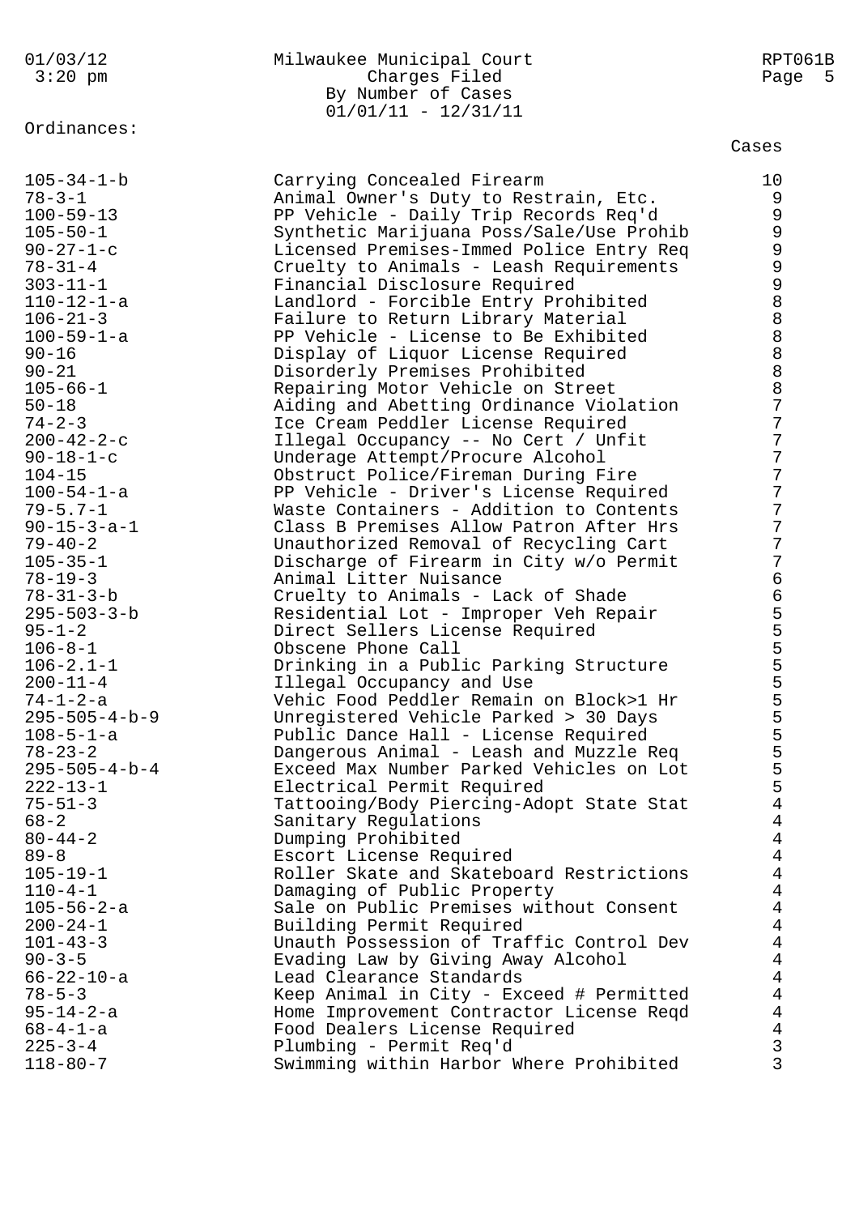Ordinances:

| Ordinance | Description | Cases |
|---|---|---|
| 105-34-1-b | Carrying Concealed Firearm | 10 |
| 78-3-1 | Animal Owner's Duty to Restrain, Etc. | 9 |
| 100-59-13 | PP Vehicle - Daily Trip Records Req'd | 9 |
| 105-50-1 | Synthetic Marijuana Poss/Sale/Use Prohib | 9 |
| 90-27-1-c | Licensed Premises-Immed Police Entry Req | 9 |
| 78-31-4 | Cruelty to Animals - Leash Requirements | 9 |
| 303-11-1 | Financial Disclosure Required | 9 |
| 110-12-1-a | Landlord - Forcible Entry Prohibited | 8 |
| 106-21-3 | Failure to Return Library Material | 8 |
| 100-59-1-a | PP Vehicle - License to Be Exhibited | 8 |
| 90-16 | Display of Liquor License Required | 8 |
| 90-21 | Disorderly Premises Prohibited | 8 |
| 105-66-1 | Repairing Motor Vehicle on Street | 8 |
| 50-18 | Aiding and Abetting Ordinance Violation | 7 |
| 74-2-3 | Ice Cream Peddler License Required | 7 |
| 200-42-2-c | Illegal Occupancy -- No Cert / Unfit | 7 |
| 90-18-1-c | Underage Attempt/Procure Alcohol | 7 |
| 104-15 | Obstruct Police/Fireman During Fire | 7 |
| 100-54-1-a | PP Vehicle - Driver's License Required | 7 |
| 79-5.7-1 | Waste Containers - Addition to Contents | 7 |
| 90-15-3-a-1 | Class B Premises Allow Patron After Hrs | 7 |
| 79-40-2 | Unauthorized Removal of Recycling Cart | 7 |
| 105-35-1 | Discharge of Firearm in City w/o Permit | 7 |
| 78-19-3 | Animal Litter Nuisance | 6 |
| 78-31-3-b | Cruelty to Animals - Lack of Shade | 6 |
| 295-503-3-b | Residential Lot - Improper Veh Repair | 5 |
| 95-1-2 | Direct Sellers License Required | 5 |
| 106-8-1 | Obscene Phone Call | 5 |
| 106-2.1-1 | Drinking in a Public Parking Structure | 5 |
| 200-11-4 | Illegal Occupancy and Use | 5 |
| 74-1-2-a | Vehic Food Peddler Remain on Block>1 Hr | 5 |
| 295-505-4-b-9 | Unregistered Vehicle Parked > 30 Days | 5 |
| 108-5-1-a | Public Dance Hall - License Required | 5 |
| 78-23-2 | Dangerous Animal - Leash and Muzzle Req | 5 |
| 295-505-4-b-4 | Exceed Max Number Parked Vehicles on Lot | 5 |
| 222-13-1 | Electrical Permit Required | 5 |
| 75-51-3 | Tattooing/Body Piercing-Adopt State Stat | 4 |
| 68-2 | Sanitary Regulations | 4 |
| 80-44-2 | Dumping Prohibited | 4 |
| 89-8 | Escort License Required | 4 |
| 105-19-1 | Roller Skate and Skateboard Restrictions | 4 |
| 110-4-1 | Damaging of Public Property | 4 |
| 105-56-2-a | Sale on Public Premises without Consent | 4 |
| 200-24-1 | Building Permit Required | 4 |
| 101-43-3 | Unauth Possession of Traffic Control Dev | 4 |
| 90-3-5 | Evading Law by Giving Away Alcohol | 4 |
| 66-22-10-a | Lead Clearance Standards | 4 |
| 78-5-3 | Keep Animal in City - Exceed # Permitted | 4 |
| 95-14-2-a | Home Improvement Contractor License Reqd | 4 |
| 68-4-1-a | Food Dealers License Required | 4 |
| 225-3-4 | Plumbing - Permit Req'd | 3 |
| 118-80-7 | Swimming within Harbor Where Prohibited | 3 |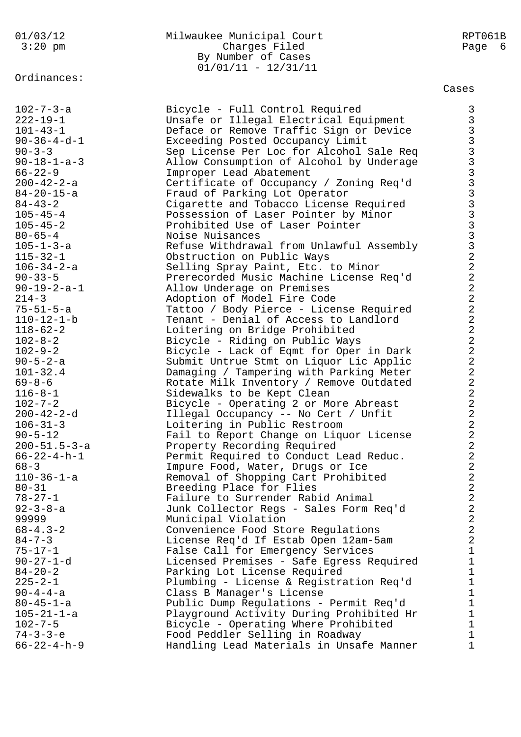Milwaukee Municipal Court
Charges Filed
By Number of Cases
01/01/11 - 12/31/11

Ordinances:

| | | Cases |
|---|---|---|
| 102-7-3-a | Bicycle - Full Control Required | 3 |
| 222-19-1 | Unsafe or Illegal Electrical Equipment | 3 |
| 101-43-1 | Deface or Remove Traffic Sign or Device | 3 |
| 90-36-4-d-1 | Exceeding Posted Occupancy Limit | 3 |
| 90-3-3 | Sep License Per Loc for Alcohol Sale Req | 3 |
| 90-18-1-a-3 | Allow Consumption of Alcohol by Underage | 3 |
| 66-22-9 | Improper Lead Abatement | 3 |
| 200-42-2-a | Certificate of Occupancy / Zoning Req'd | 3 |
| 84-20-15-a | Fraud of Parking Lot Operator | 3 |
| 84-43-2 | Cigarette and Tobacco License Required | 3 |
| 105-45-4 | Possession of Laser Pointer by Minor | 3 |
| 105-45-2 | Prohibited Use of Laser Pointer | 3 |
| 80-65-4 | Noise Nuisances | 3 |
| 105-1-3-a | Refuse Withdrawal from Unlawful Assembly | 3 |
| 115-32-1 | Obstruction on Public Ways | 2 |
| 106-34-2-a | Selling Spray Paint, Etc. to Minor | 2 |
| 90-33-5 | Prerecorded Music Machine License Req'd | 2 |
| 90-19-2-a-1 | Allow Underage on Premises | 2 |
| 214-3 | Adoption of Model Fire Code | 2 |
| 75-51-5-a | Tattoo / Body Pierce - License Required | 2 |
| 110-12-1-b | Tenant - Denial of Access to Landlord | 2 |
| 118-62-2 | Loitering on Bridge Prohibited | 2 |
| 102-8-2 | Bicycle - Riding on Public Ways | 2 |
| 102-9-2 | Bicycle - Lack of Eqmt for Oper in Dark | 2 |
| 90-5-2-a | Submit Untrue Stmt on Liquor Lic Applic | 2 |
| 101-32.4 | Damaging / Tampering with Parking Meter | 2 |
| 69-8-6 | Rotate Milk Inventory / Remove Outdated | 2 |
| 116-8-1 | Sidewalks to be Kept Clean | 2 |
| 102-7-2 | Bicycle - Operating 2 or More Abreast | 2 |
| 200-42-2-d | Illegal Occupancy -- No Cert / Unfit | 2 |
| 106-31-3 | Loitering in Public Restroom | 2 |
| 90-5-12 | Fail to Report Change on Liquor License | 2 |
| 200-51.5-3-a | Property Recording Required | 2 |
| 66-22-4-h-1 | Permit Required to Conduct Lead Reduc. | 2 |
| 68-3 | Impure Food, Water, Drugs or Ice | 2 |
| 110-36-1-a | Removal of Shopping Cart Prohibited | 2 |
| 80-31 | Breeding Place for Flies | 2 |
| 78-27-1 | Failure to Surrender Rabid Animal | 2 |
| 92-3-8-a | Junk Collector Regs - Sales Form Req'd | 2 |
| 99999 | Municipal Violation | 2 |
| 68-4.3-2 | Convenience Food Store Regulations | 2 |
| 84-7-3 | License Req'd If Estab Open 12am-5am | 2 |
| 75-17-1 | False Call for Emergency Services | 1 |
| 90-27-1-d | Licensed Premises - Safe Egress Required | 1 |
| 84-20-2 | Parking Lot License Required | 1 |
| 225-2-1 | Plumbing - License & Registration Req'd | 1 |
| 90-4-4-a | Class B Manager's License | 1 |
| 80-45-1-a | Public Dump Regulations - Permit Req'd | 1 |
| 105-21-1-a | Playground Activity During Prohibited Hr | 1 |
| 102-7-5 | Bicycle - Operating Where Prohibited | 1 |
| 74-3-3-e | Food Peddler Selling in Roadway | 1 |
| 66-22-4-h-9 | Handling Lead Materials in Unsafe Manner | 1 |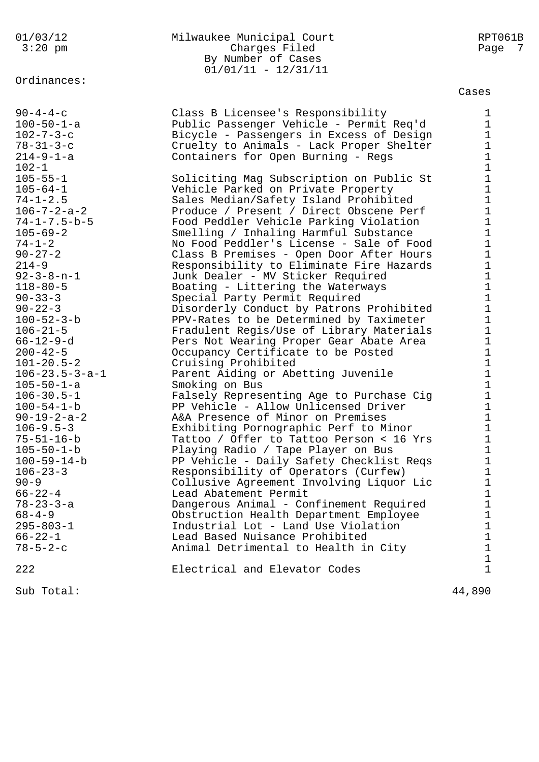Milwaukee Municipal Court
Charges Filed
By Number of Cases
01/01/11 - 12/31/11

Ordinances:

| | | Cases |
|---|---|---|
| 90-4-4-c | Class B Licensee's Responsibility | 1 |
| 100-50-1-a | Public Passenger Vehicle - Permit Req'd | 1 |
| 102-7-3-c | Bicycle - Passengers in Excess of Design | 1 |
| 78-31-3-c | Cruelty to Animals - Lack Proper Shelter | 1 |
| 214-9-1-a | Containers for Open Burning - Regs | 1 |
| 102-1 | | 1 |
| 105-55-1 | Soliciting Mag Subscription on Public St | 1 |
| 105-64-1 | Vehicle Parked on Private Property | 1 |
| 74-1-2.5 | Sales Median/Safety Island Prohibited | 1 |
| 106-7-2-a-2 | Produce / Present / Direct Obscene Perf | 1 |
| 74-1-7.5-b-5 | Food Peddler Vehicle Parking Violation | 1 |
| 105-69-2 | Smelling / Inhaling Harmful Substance | 1 |
| 74-1-2 | No Food Peddler's License - Sale of Food | 1 |
| 90-27-2 | Class B Premises - Open Door After Hours | 1 |
| 214-9 | Responsibility to Eliminate Fire Hazards | 1 |
| 92-3-8-n-1 | Junk Dealer - MV Sticker Required | 1 |
| 118-80-5 | Boating - Littering the Waterways | 1 |
| 90-33-3 | Special Party Permit Required | 1 |
| 90-22-3 | Disorderly Conduct by Patrons Prohibited | 1 |
| 100-52-3-b | PPV-Rates to be Determined by Taximeter | 1 |
| 106-21-5 | Fradulent Regis/Use of Library Materials | 1 |
| 66-12-9-d | Pers Not Wearing Proper Gear Abate Area | 1 |
| 200-42-5 | Occupancy Certificate to be Posted | 1 |
| 101-20.5-2 | Cruising Prohibited | 1 |
| 106-23.5-3-a-1 | Parent Aiding or Abetting Juvenile | 1 |
| 105-50-1-a | Smoking on Bus | 1 |
| 106-30.5-1 | Falsely Representing Age to Purchase Cig | 1 |
| 100-54-1-b | PP Vehicle - Allow Unlicensed Driver | 1 |
| 90-19-2-a-2 | A&A Presence of Minor on Premises | 1 |
| 106-9.5-3 | Exhibiting Pornographic Perf to Minor | 1 |
| 75-51-16-b | Tattoo / Offer to Tattoo Person < 16 Yrs | 1 |
| 105-50-1-b | Playing Radio / Tape Player on Bus | 1 |
| 100-59-14-b | PP Vehicle - Daily Safety Checklist Reqs | 1 |
| 106-23-3 | Responsibility of Operators (Curfew) | 1 |
| 90-9 | Collusive Agreement Involving Liquor Lic | 1 |
| 66-22-4 | Lead Abatement Permit | 1 |
| 78-23-3-a | Dangerous Animal - Confinement Required | 1 |
| 68-4-9 | Obstruction Health Department Employee | 1 |
| 295-803-1 | Industrial Lot - Land Use Violation | 1 |
| 66-22-1 | Lead Based Nuisance Prohibited | 1 |
| 78-5-2-c | Animal Detrimental to Health in City | 1 |
| | | 1 |
| 222 | Electrical and Elevator Codes | 1 |
| Sub Total: | | 44,890 |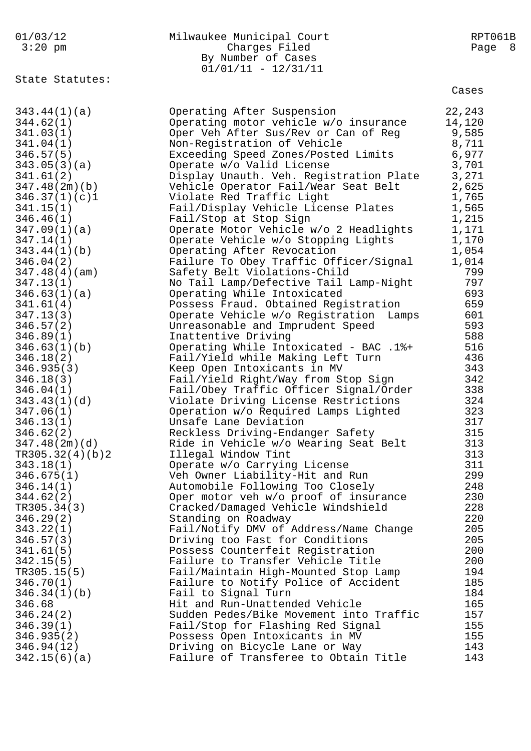Milwaukee Municipal Court
Charges Filed
By Number of Cases
01/01/11 - 12/31/11

State Statutes:

| | | Cases |
|---|---|---|
| 343.44(1)(a) | Operating After Suspension | 22,243 |
| 344.62(1) | Operating motor vehicle w/o insurance | 14,120 |
| 341.03(1) | Oper Veh After Sus/Rev or Can of Reg | 9,585 |
| 341.04(1) | Non-Registration of Vehicle | 8,711 |
| 346.57(5) | Exceeding Speed Zones/Posted Limits | 6,977 |
| 343.05(3)(a) | Operate w/o Valid License | 3,701 |
| 341.61(2) | Display Unauth. Veh. Registration Plate | 3,271 |
| 347.48(2m)(b) | Vehicle Operator Fail/Wear Seat Belt | 2,625 |
| 346.37(1)(c)1 | Violate Red Traffic Light | 1,765 |
| 341.15(1) | Fail/Display Vehicle License Plates | 1,565 |
| 346.46(1) | Fail/Stop at Stop Sign | 1,215 |
| 347.09(1)(a) | Operate Motor Vehicle w/o 2 Headlights | 1,171 |
| 347.14(1) | Operate Vehicle w/o Stopping Lights | 1,170 |
| 343.44(1)(b) | Operating After Revocation | 1,054 |
| 346.04(2) | Failure To Obey Traffic Officer/Signal | 1,014 |
| 347.48(4)(am) | Safety Belt Violations-Child | 799 |
| 347.13(1) | No Tail Lamp/Defective Tail Lamp-Night | 797 |
| 346.63(1)(a) | Operating While Intoxicated | 693 |
| 341.61(4) | Possess Fraud. Obtained Registration | 659 |
| 347.13(3) | Operate Vehicle w/o Registration Lamps | 601 |
| 346.57(2) | Unreasonable and Imprudent Speed | 593 |
| 346.89(1) | Inattentive Driving | 588 |
| 346.63(1)(b) | Operating While Intoxicated - BAC .1%+ | 516 |
| 346.18(2) | Fail/Yield while Making Left Turn | 436 |
| 346.935(3) | Keep Open Intoxicants in MV | 343 |
| 346.18(3) | Fail/Yield Right/Way from Stop Sign | 342 |
| 346.04(1) | Fail/Obey Traffic Officer Signal/Order | 338 |
| 343.43(1)(d) | Violate Driving License Restrictions | 324 |
| 347.06(1) | Operation w/o Required Lamps Lighted | 323 |
| 346.13(1) | Unsafe Lane Deviation | 317 |
| 346.62(2) | Reckless Driving-Endanger Safety | 315 |
| 347.48(2m)(d) | Ride in Vehicle w/o Wearing Seat Belt | 313 |
| TR305.32(4)(b)2 | Illegal Window Tint | 313 |
| 343.18(1) | Operate w/o Carrying License | 311 |
| 346.675(1) | Veh Owner Liability-Hit and Run | 299 |
| 346.14(1) | Automobile Following Too Closely | 248 |
| 344.62(2) | Oper motor veh w/o proof of insurance | 230 |
| TR305.34(3) | Cracked/Damaged Vehicle Windshield | 228 |
| 346.29(2) | Standing on Roadway | 220 |
| 343.22(1) | Fail/Notify DMV of Address/Name Change | 205 |
| 346.57(3) | Driving too Fast for Conditions | 205 |
| 341.61(5) | Possess Counterfeit Registration | 200 |
| 342.15(5) | Failure to Transfer Vehicle Title | 200 |
| TR305.15(5) | Fail/Maintain High-Mounted Stop Lamp | 194 |
| 346.70(1) | Failure to Notify Police of Accident | 185 |
| 346.34(1)(b) | Fail to Signal Turn | 184 |
| 346.68 | Hit and Run-Unattended Vehicle | 165 |
| 346.24(2) | Sudden Pedes/Bike Movement into Traffic | 157 |
| 346.39(1) | Fail/Stop for Flashing Red Signal | 155 |
| 346.935(2) | Possess Open Intoxicants in MV | 155 |
| 346.94(12) | Driving on Bicycle Lane or Way | 143 |
| 342.15(6)(a) | Failure of Transferee to Obtain Title | 143 |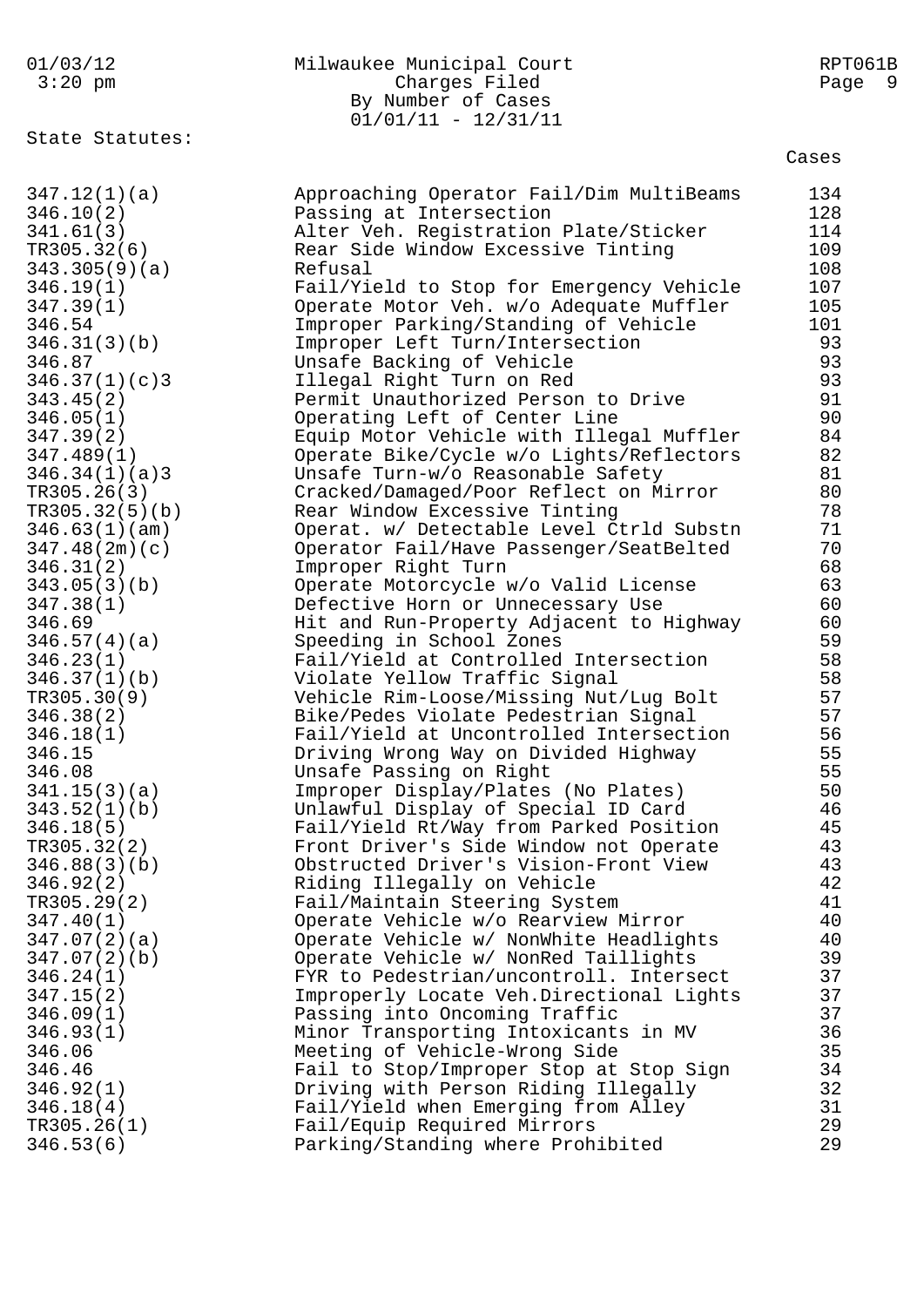Milwaukee Municipal Court
Charges Filed
By Number of Cases
01/01/11 - 12/31/11

State Statutes:

| | | Cases |
|---|---|---|
| 347.12(1)(a) | Approaching Operator Fail/Dim MultiBeams | 134 |
| 346.10(2) | Passing at Intersection | 128 |
| 341.61(3) | Alter Veh. Registration Plate/Sticker | 114 |
| TR305.32(6) | Rear Side Window Excessive Tinting | 109 |
| 343.305(9)(a) | Refusal | 108 |
| 346.19(1) | Fail/Yield to Stop for Emergency Vehicle | 107 |
| 347.39(1) | Operate Motor Veh. w/o Adequate Muffler | 105 |
| 346.54 | Improper Parking/Standing of Vehicle | 101 |
| 346.31(3)(b) | Improper Left Turn/Intersection | 93 |
| 346.87 | Unsafe Backing of Vehicle | 93 |
| 346.37(1)(c)3 | Illegal Right Turn on Red | 93 |
| 343.45(2) | Permit Unauthorized Person to Drive | 91 |
| 346.05(1) | Operating Left of Center Line | 90 |
| 347.39(2) | Equip Motor Vehicle with Illegal Muffler | 84 |
| 347.489(1) | Operate Bike/Cycle w/o Lights/Reflectors | 82 |
| 346.34(1)(a)3 | Unsafe Turn-w/o Reasonable Safety | 81 |
| TR305.26(3) | Cracked/Damaged/Poor Reflect on Mirror | 80 |
| TR305.32(5)(b) | Rear Window Excessive Tinting | 78 |
| 346.63(1)(am) | Operat. w/ Detectable Level Ctrld Substn | 71 |
| 347.48(2m)(c) | Operator Fail/Have Passenger/SeatBelted | 70 |
| 346.31(2) | Improper Right Turn | 68 |
| 343.05(3)(b) | Operate Motorcycle w/o Valid License | 63 |
| 347.38(1) | Defective Horn or Unnecessary Use | 60 |
| 346.69 | Hit and Run-Property Adjacent to Highway | 60 |
| 346.57(4)(a) | Speeding in School Zones | 59 |
| 346.23(1) | Fail/Yield at Controlled Intersection | 58 |
| 346.37(1)(b) | Violate Yellow Traffic Signal | 58 |
| TR305.30(9) | Vehicle Rim-Loose/Missing Nut/Lug Bolt | 57 |
| 346.38(2) | Bike/Pedes Violate Pedestrian Signal | 57 |
| 346.18(1) | Fail/Yield at Uncontrolled Intersection | 56 |
| 346.15 | Driving Wrong Way on Divided Highway | 55 |
| 346.08 | Unsafe Passing on Right | 55 |
| 341.15(3)(a) | Improper Display/Plates (No Plates) | 50 |
| 343.52(1)(b) | Unlawful Display of Special ID Card | 46 |
| 346.18(5) | Fail/Yield Rt/Way from Parked Position | 45 |
| TR305.32(2) | Front Driver's Side Window not Operate | 43 |
| 346.88(3)(b) | Obstructed Driver's Vision-Front View | 43 |
| 346.92(2) | Riding Illegally on Vehicle | 42 |
| TR305.29(2) | Fail/Maintain Steering System | 41 |
| 347.40(1) | Operate Vehicle w/o Rearview Mirror | 40 |
| 347.07(2)(a) | Operate Vehicle w/ NonWhite Headlights | 40 |
| 347.07(2)(b) | Operate Vehicle w/ NonRed Taillights | 39 |
| 346.24(1) | FYR to Pedestrian/uncontroll. Intersect | 37 |
| 347.15(2) | Improperly Locate Veh.Directional Lights | 37 |
| 346.09(1) | Passing into Oncoming Traffic | 37 |
| 346.93(1) | Minor Transporting Intoxicants in MV | 36 |
| 346.06 | Meeting of Vehicle-Wrong Side | 35 |
| 346.46 | Fail to Stop/Improper Stop at Stop Sign | 34 |
| 346.92(1) | Driving with Person Riding Illegally | 32 |
| 346.18(4) | Fail/Yield when Emerging from Alley | 31 |
| TR305.26(1) | Fail/Equip Required Mirrors | 29 |
| 346.53(6) | Parking/Standing where Prohibited | 29 |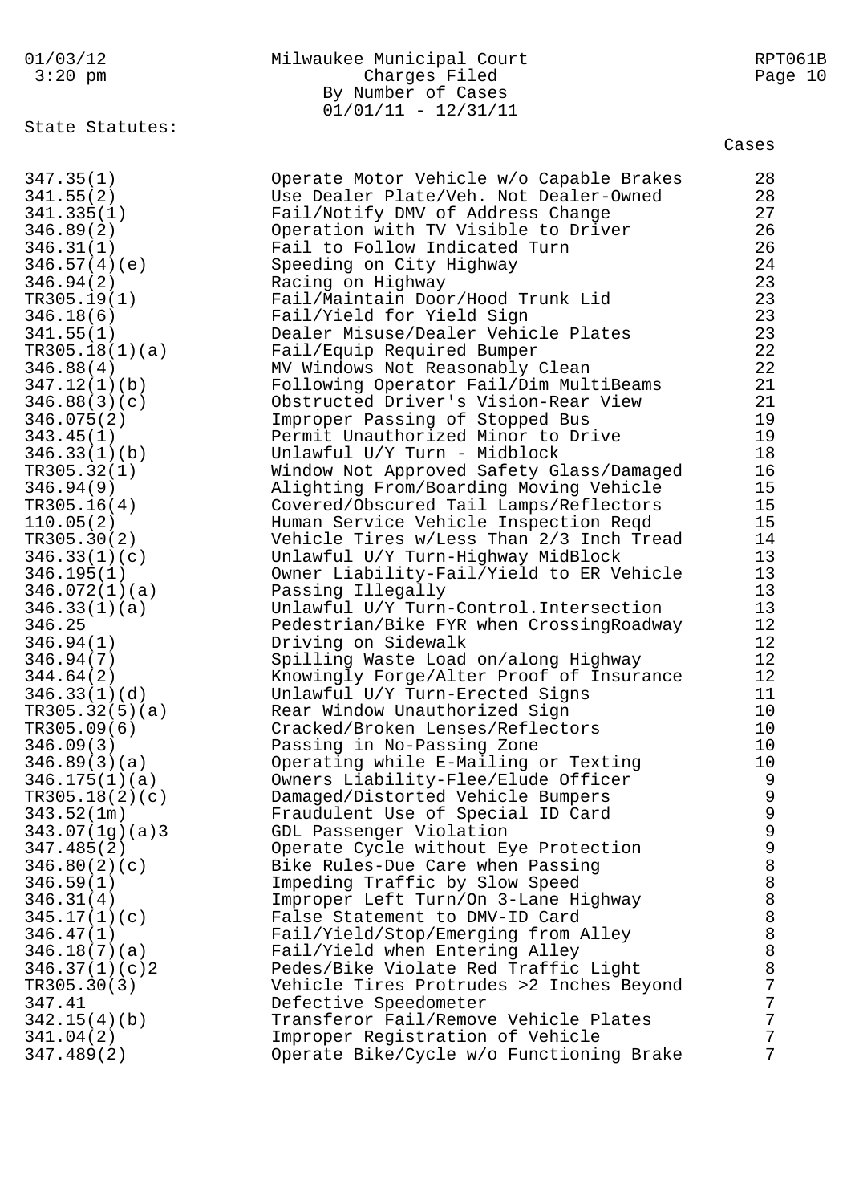Milwaukee Municipal Court
Charges Filed
By Number of Cases
01/01/11 - 12/31/11

State Statutes:

| | | Cases |
|---|---|---|
| 347.35(1) | Operate Motor Vehicle w/o Capable Brakes | 28 |
| 341.55(2) | Use Dealer Plate/Veh. Not Dealer-Owned | 28 |
| 341.335(1) | Fail/Notify DMV of Address Change | 27 |
| 346.89(2) | Operation with TV Visible to Driver | 26 |
| 346.31(1) | Fail to Follow Indicated Turn | 26 |
| 346.57(4)(e) | Speeding on City Highway | 24 |
| 346.94(2) | Racing on Highway | 23 |
| TR305.19(1) | Fail/Maintain Door/Hood Trunk Lid | 23 |
| 346.18(6) | Fail/Yield for Yield Sign | 23 |
| 341.55(1) | Dealer Misuse/Dealer Vehicle Plates | 23 |
| TR305.18(1)(a) | Fail/Equip Required Bumper | 22 |
| 346.88(4) | MV Windows Not Reasonably Clean | 22 |
| 347.12(1)(b) | Following Operator Fail/Dim MultiBeams | 21 |
| 346.88(3)(c) | Obstructed Driver's Vision-Rear View | 21 |
| 346.075(2) | Improper Passing of Stopped Bus | 19 |
| 343.45(1) | Permit Unauthorized Minor to Drive | 19 |
| 346.33(1)(b) | Unlawful U/Y Turn - Midblock | 18 |
| TR305.32(1) | Window Not Approved Safety Glass/Damaged | 16 |
| 346.94(9) | Alighting From/Boarding Moving Vehicle | 15 |
| TR305.16(4) | Covered/Obscured Tail Lamps/Reflectors | 15 |
| 110.05(2) | Human Service Vehicle Inspection Reqd | 15 |
| TR305.30(2) | Vehicle Tires w/Less Than 2/3 Inch Tread | 14 |
| 346.33(1)(c) | Unlawful U/Y Turn-Highway MidBlock | 13 |
| 346.195(1) | Owner Liability-Fail/Yield to ER Vehicle | 13 |
| 346.072(1)(a) | Passing Illegally | 13 |
| 346.33(1)(a) | Unlawful U/Y Turn-Control.Intersection | 13 |
| 346.25 | Pedestrian/Bike FYR when CrossingRoadway | 12 |
| 346.94(1) | Driving on Sidewalk | 12 |
| 346.94(7) | Spilling Waste Load on/along Highway | 12 |
| 344.64(2) | Knowingly Forge/Alter Proof of Insurance | 12 |
| 346.33(1)(d) | Unlawful U/Y Turn-Erected Signs | 11 |
| TR305.32(5)(a) | Rear Window Unauthorized Sign | 10 |
| TR305.09(6) | Cracked/Broken Lenses/Reflectors | 10 |
| 346.09(3) | Passing in No-Passing Zone | 10 |
| 346.89(3)(a) | Operating while E-Mailing or Texting | 10 |
| 346.175(1)(a) | Owners Liability-Flee/Elude Officer | 9 |
| TR305.18(2)(c) | Damaged/Distorted Vehicle Bumpers | 9 |
| 343.52(1m) | Fraudulent Use of Special ID Card | 9 |
| 343.07(1g)(a)3 | GDL Passenger Violation | 9 |
| 347.485(2) | Operate Cycle without Eye Protection | 9 |
| 346.80(2)(c) | Bike Rules-Due Care when Passing | 8 |
| 346.59(1) | Impeding Traffic by Slow Speed | 8 |
| 346.31(4) | Improper Left Turn/On 3-Lane Highway | 8 |
| 345.17(1)(c) | False Statement to DMV-ID Card | 8 |
| 346.47(1) | Fail/Yield/Stop/Emerging from Alley | 8 |
| 346.18(7)(a) | Fail/Yield when Entering Alley | 8 |
| 346.37(1)(c)2 | Pedes/Bike Violate Red Traffic Light | 8 |
| TR305.30(3) | Vehicle Tires Protrudes >2 Inches Beyond | 7 |
| 347.41 | Defective Speedometer | 7 |
| 342.15(4)(b) | Transferor Fail/Remove Vehicle Plates | 7 |
| 341.04(2) | Improper Registration of Vehicle | 7 |
| 347.489(2) | Operate Bike/Cycle w/o Functioning Brake | 7 |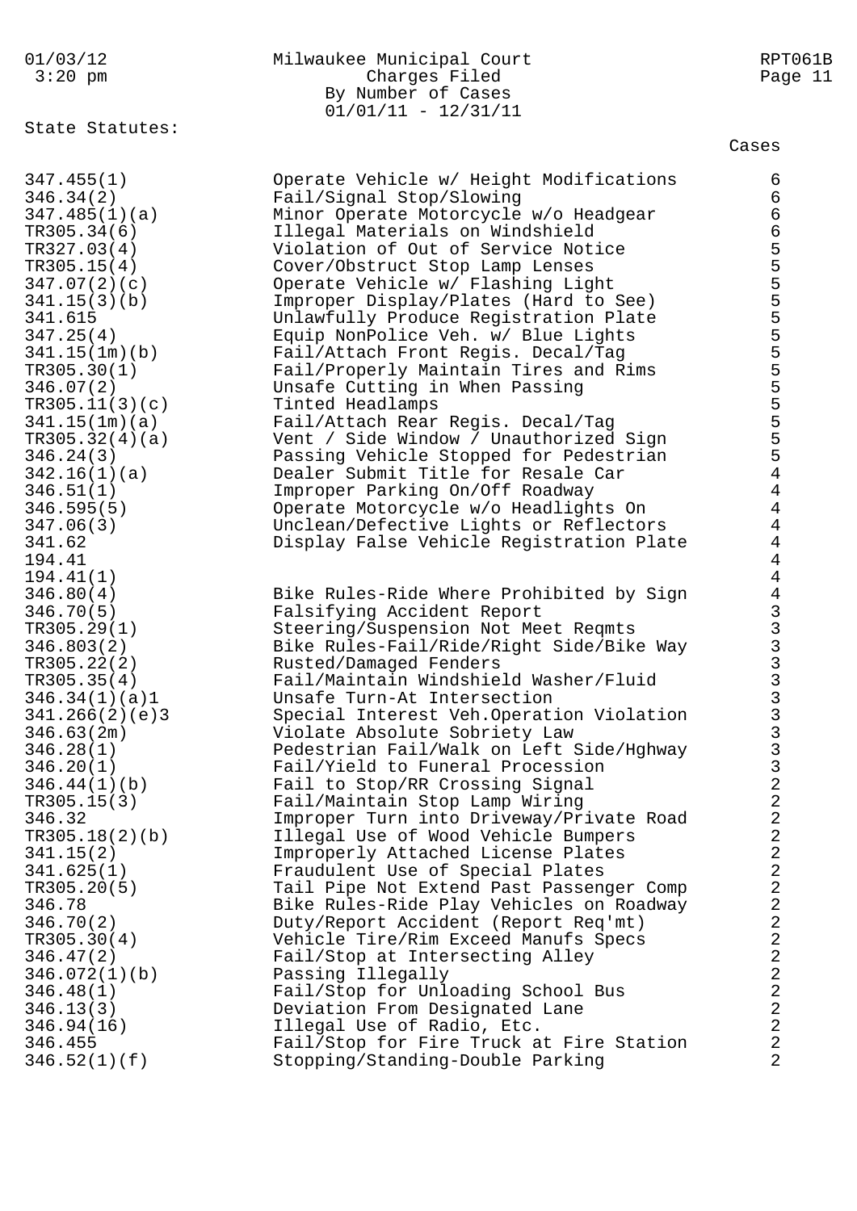Milwaukee Municipal Court
Charges Filed
By Number of Cases
01/01/11 - 12/31/11

State Statutes:

| | | Cases |
|---|---|---|
| 347.455(1) | Operate Vehicle w/ Height Modifications | 6 |
| 346.34(2) | Fail/Signal Stop/Slowing | 6 |
| 347.485(1)(a) | Minor Operate Motorcycle w/o Headgear | 6 |
| TR305.34(6) | Illegal Materials on Windshield | 6 |
| TR327.03(4) | Violation of Out of Service Notice | 5 |
| TR305.15(4) | Cover/Obstruct Stop Lamp Lenses | 5 |
| 347.07(2)(c) | Operate Vehicle w/ Flashing Light | 5 |
| 341.15(3)(b) | Improper Display/Plates (Hard to See) | 5 |
| 341.615 | Unlawfully Produce Registration Plate | 5 |
| 347.25(4) | Equip NonPolice Veh. w/ Blue Lights | 5 |
| 341.15(1m)(b) | Fail/Attach Front Regis. Decal/Tag | 5 |
| TR305.30(1) | Fail/Properly Maintain Tires and Rims | 5 |
| 346.07(2) | Unsafe Cutting in When Passing | 5 |
| TR305.11(3)(c) | Tinted Headlamps | 5 |
| 341.15(1m)(a) | Fail/Attach Rear Regis. Decal/Tag | 5 |
| TR305.32(4)(a) | Vent / Side Window / Unauthorized Sign | 5 |
| 346.24(3) | Passing Vehicle Stopped for Pedestrian | 5 |
| 342.16(1)(a) | Dealer Submit Title for Resale Car | 4 |
| 346.51(1) | Improper Parking On/Off Roadway | 4 |
| 346.595(5) | Operate Motorcycle w/o Headlights On | 4 |
| 347.06(3) | Unclean/Defective Lights or Reflectors | 4 |
| 341.62 | Display False Vehicle Registration Plate | 4 |
| 194.41 | | 4 |
| 194.41(1) | | 4 |
| 346.80(4) | Bike Rules-Ride Where Prohibited by Sign | 4 |
| 346.70(5) | Falsifying Accident Report | 3 |
| TR305.29(1) | Steering/Suspension Not Meet Reqmts | 3 |
| 346.803(2) | Bike Rules-Fail/Ride/Right Side/Bike Way | 3 |
| TR305.22(2) | Rusted/Damaged Fenders | 3 |
| TR305.35(4) | Fail/Maintain Windshield Washer/Fluid | 3 |
| 346.34(1)(a)1 | Unsafe Turn-At Intersection | 3 |
| 341.266(2)(e)3 | Special Interest Veh.Operation Violation | 3 |
| 346.63(2m) | Violate Absolute Sobriety Law | 3 |
| 346.28(1) | Pedestrian Fail/Walk on Left Side/Hghway | 3 |
| 346.20(1) | Fail/Yield to Funeral Procession | 3 |
| 346.44(1)(b) | Fail to Stop/RR Crossing Signal | 2 |
| TR305.15(3) | Fail/Maintain Stop Lamp Wiring | 2 |
| 346.32 | Improper Turn into Driveway/Private Road | 2 |
| TR305.18(2)(b) | Illegal Use of Wood Vehicle Bumpers | 2 |
| 341.15(2) | Improperly Attached License Plates | 2 |
| 341.625(1) | Fraudulent Use of Special Plates | 2 |
| TR305.20(5) | Tail Pipe Not Extend Past Passenger Comp | 2 |
| 346.78 | Bike Rules-Ride Play Vehicles on Roadway | 2 |
| 346.70(2) | Duty/Report Accident (Report Req'mt) | 2 |
| TR305.30(4) | Vehicle Tire/Rim Exceed Manufs Specs | 2 |
| 346.47(2) | Fail/Stop at Intersecting Alley | 2 |
| 346.072(1)(b) | Passing Illegally | 2 |
| 346.48(1) | Fail/Stop for Unloading School Bus | 2 |
| 346.13(3) | Deviation From Designated Lane | 2 |
| 346.94(16) | Illegal Use of Radio, Etc. | 2 |
| 346.455 | Fail/Stop for Fire Truck at Fire Station | 2 |
| 346.52(1)(f) | Stopping/Standing-Double Parking | 2 |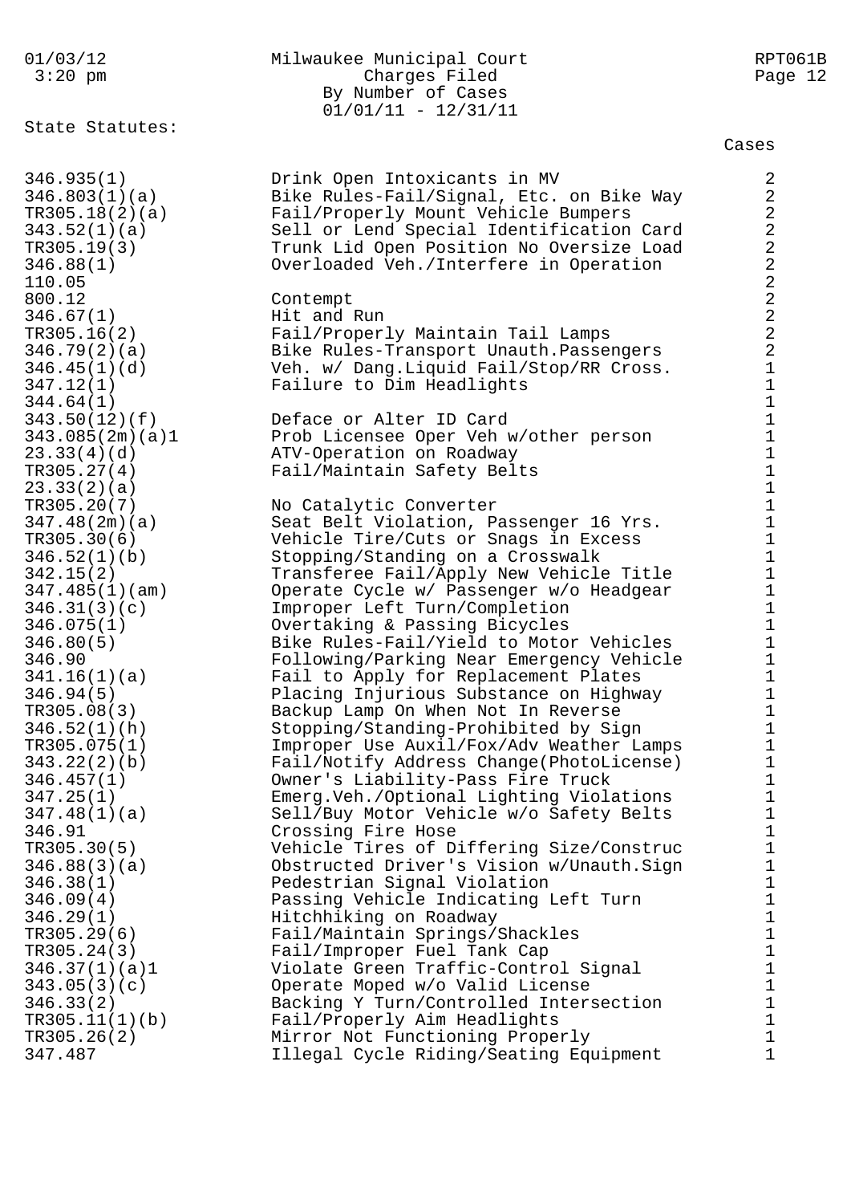Milwaukee Municipal Court
Charges Filed
By Number of Cases
01/01/11 - 12/31/11

01/03/12
3:20 pm

RPT061B

State Statutes:

| Statute | Description | Cases |
|---|---|---|
| 346.935(1) | Drink Open Intoxicants in MV | 2 |
| 346.803(1)(a) | Bike Rules-Fail/Signal, Etc. on Bike Way | 2 |
| TR305.18(2)(a) | Fail/Properly Mount Vehicle Bumpers | 2 |
| 343.52(1)(a) | Sell or Lend Special Identification Card | 2 |
| TR305.19(3) | Trunk Lid Open Position No Oversize Load | 2 |
| 346.88(1) | Overloaded Veh./Interfere in Operation | 2 |
| 110.05 | | 2 |
| 800.12 | Contempt | 2 |
| 346.67(1) | Hit and Run | 2 |
| TR305.16(2) | Fail/Properly Maintain Tail Lamps | 2 |
| 346.79(2)(a) | Bike Rules-Transport Unauth.Passengers | 2 |
| 346.45(1)(d) | Veh. w/ Dang.Liquid Fail/Stop/RR Cross. | 1 |
| 347.12(1) | Failure to Dim Headlights | 1 |
| 344.64(1) | | 1 |
| 343.50(12)(f) | Deface or Alter ID Card | 1 |
| 343.085(2m)(a)1 | Prob Licensee Oper Veh w/other person | 1 |
| 23.33(4)(d) | ATV-Operation on Roadway | 1 |
| TR305.27(4) | Fail/Maintain Safety Belts | 1 |
| 23.33(2)(a) | | 1 |
| TR305.20(7) | No Catalytic Converter | 1 |
| 347.48(2m)(a) | Seat Belt Violation, Passenger 16 Yrs. | 1 |
| TR305.30(6) | Vehicle Tire/Cuts or Snags in Excess | 1 |
| 346.52(1)(b) | Stopping/Standing on a Crosswalk | 1 |
| 342.15(2) | Transferee Fail/Apply New Vehicle Title | 1 |
| 347.485(1)(am) | Operate Cycle w/ Passenger w/o Headgear | 1 |
| 346.31(3)(c) | Improper Left Turn/Completion | 1 |
| 346.075(1) | Overtaking & Passing Bicycles | 1 |
| 346.80(5) | Bike Rules-Fail/Yield to Motor Vehicles | 1 |
| 346.90 | Following/Parking Near Emergency Vehicle | 1 |
| 341.16(1)(a) | Fail to Apply for Replacement Plates | 1 |
| 346.94(5) | Placing Injurious Substance on Highway | 1 |
| TR305.08(3) | Backup Lamp On When Not In Reverse | 1 |
| 346.52(1)(h) | Stopping/Standing-Prohibited by Sign | 1 |
| TR305.075(1) | Improper Use Auxil/Fox/Adv Weather Lamps | 1 |
| 343.22(2)(b) | Fail/Notify Address Change(PhotoLicense) | 1 |
| 346.457(1) | Owner's Liability-Pass Fire Truck | 1 |
| 347.25(1) | Emerg.Veh./Optional Lighting Violations | 1 |
| 347.48(1)(a) | Sell/Buy Motor Vehicle w/o Safety Belts | 1 |
| 346.91 | Crossing Fire Hose | 1 |
| TR305.30(5) | Vehicle Tires of Differing Size/Construc | 1 |
| 346.88(3)(a) | Obstructed Driver's Vision w/Unauth.Sign | 1 |
| 346.38(1) | Pedestrian Signal Violation | 1 |
| 346.09(4) | Passing Vehicle Indicating Left Turn | 1 |
| 346.29(1) | Hitchhiking on Roadway | 1 |
| TR305.29(6) | Fail/Maintain Springs/Shackles | 1 |
| TR305.24(3) | Fail/Improper Fuel Tank Cap | 1 |
| 346.37(1)(a)1 | Violate Green Traffic-Control Signal | 1 |
| 343.05(3)(c) | Operate Moped w/o Valid License | 1 |
| 346.33(2) | Backing Y Turn/Controlled Intersection | 1 |
| TR305.11(1)(b) | Fail/Properly Aim Headlights | 1 |
| TR305.26(2) | Mirror Not Functioning Properly | 1 |
| 347.487 | Illegal Cycle Riding/Seating Equipment | 1 |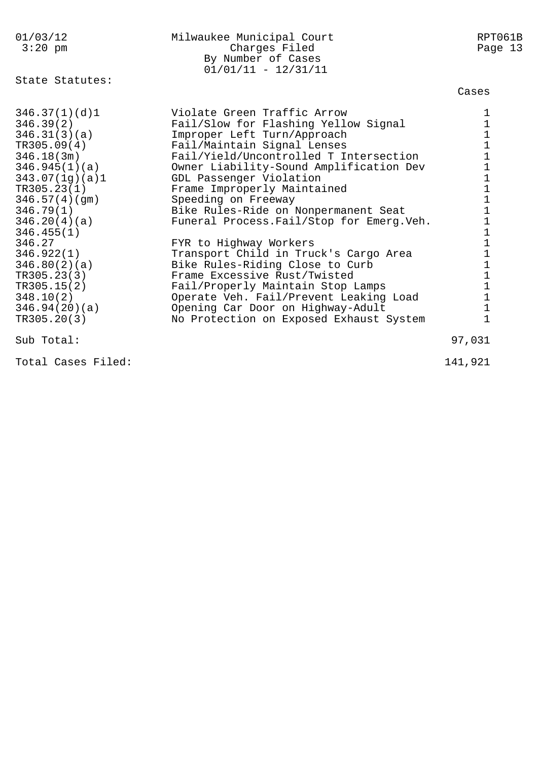Milwaukee Municipal Court
Charges Filed
By Number of Cases
01/01/11 - 12/31/11

State Statutes:

| | | Cases |
|---|---|---|
| 346.37(1)(d)1 | Violate Green Traffic Arrow | 1 |
| 346.39(2) | Fail/Slow for Flashing Yellow Signal | 1 |
| 346.31(3)(a) | Improper Left Turn/Approach | 1 |
| TR305.09(4) | Fail/Maintain Signal Lenses | 1 |
| 346.18(3m) | Fail/Yield/Uncontrolled T Intersection | 1 |
| 346.945(1)(a) | Owner Liability-Sound Amplification Dev | 1 |
| 343.07(1g)(a)1 | GDL Passenger Violation | 1 |
| TR305.23(1) | Frame Improperly Maintained | 1 |
| 346.57(4)(gm) | Speeding on Freeway | 1 |
| 346.79(1) | Bike Rules-Ride on Nonpermanent Seat | 1 |
| 346.20(4)(a) | Funeral Process.Fail/Stop for Emerg.Veh. | 1 |
| 346.455(1) | | 1 |
| 346.27 | FYR to Highway Workers | 1 |
| 346.922(1) | Transport Child in Truck's Cargo Area | 1 |
| 346.80(2)(a) | Bike Rules-Riding Close to Curb | 1 |
| TR305.23(3) | Frame Excessive Rust/Twisted | 1 |
| TR305.15(2) | Fail/Properly Maintain Stop Lamps | 1 |
| 348.10(2) | Operate Veh. Fail/Prevent Leaking Load | 1 |
| 346.94(20)(a) | Opening Car Door on Highway-Adult | 1 |
| TR305.20(3) | No Protection on Exposed Exhaust System | 1 |
| Sub Total: | | 97,031 |
| Total Cases Filed: | | 141,921 |